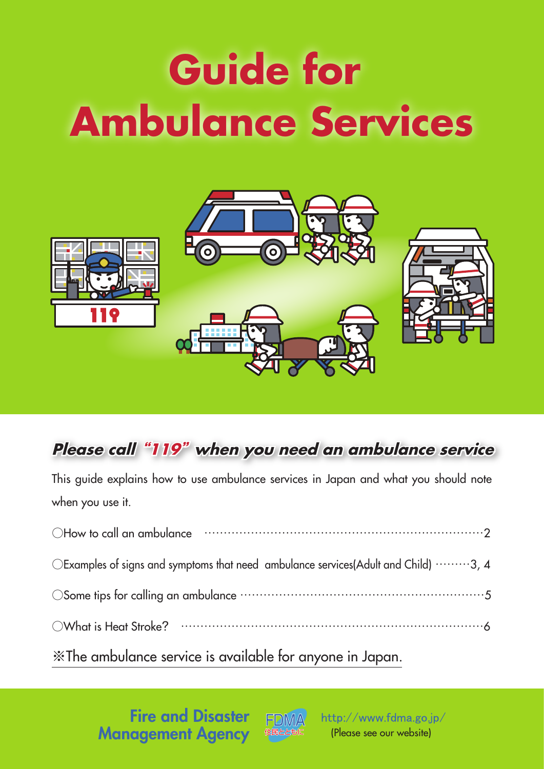# Guide for Ambulance Services

## *Please call "119" when you need an ambulance service*

This guide explains how to use ambulance services in Japan and what you should note when you use it.

- ○How to call an ambulance ········································································2
- ○Examples of signs and symptoms that need ambulance services(Adult and Child) ·········3, 4
- ○Some tips for calling an ambulance ·······························································5
- ○What is Heat Stroke? ··················································································6

※The ambulance service is available for anyone in Japan.

**Fire and Disaster Management Agency** FDMA 住民とともに

http://www.fdma.go.jp/
(Please see our website)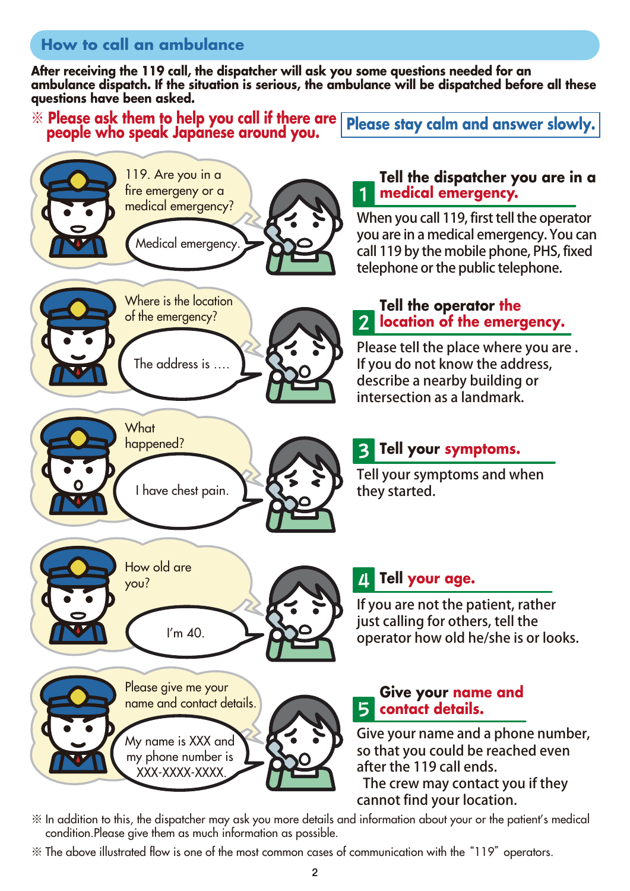## How to call an ambulance

**After receiving the 119 call, the dispatcher will ask you some questions needed for an ambulance dispatch. If the situation is serious, the ambulance will be dispatched before all these questions have been asked.**

※ **Please ask them to help you call if there are people who speak Japanese around you.**

**Please stay calm and answer slowly.**

119. Are you in a fire emergency or a medical emergency?

Medical emergency.

### 1 Tell the dispatcher you are in a medical emergency.

When you call 119, first tell the operator you are in a medical emergency. You can call 119 by the mobile phone, PHS, fixed telephone or the public telephone.

Where is the location of the emergency?

The address is ….

### 2 Tell the operator the location of the emergency.

Please tell the place where you are . If you do not know the address, describe a nearby building or intersection as a landmark.

What happened?

I have chest pain.

### 3 Tell your symptoms.

Tell your symptoms and when they started.

How old are you?

I'm 40.

### 4 Tell your age.

If you are not the patient, rather just calling for others, tell the operator how old he/she is or looks.

Please give me your name and contact details.

My name is XXX and my phone number is XXX-XXXX-XXXX.

### 5 Give your name and contact details.

Give your name and a phone number, so that you could be reached even after the 119 call ends.
The crew may contact you if they cannot find your location.

※ In addition to this, the dispatcher may ask you more details and information about your or the patient's medical condition.Please give them as much information as possible.

※ The above illustrated flow is one of the most common cases of communication with the "119" operators.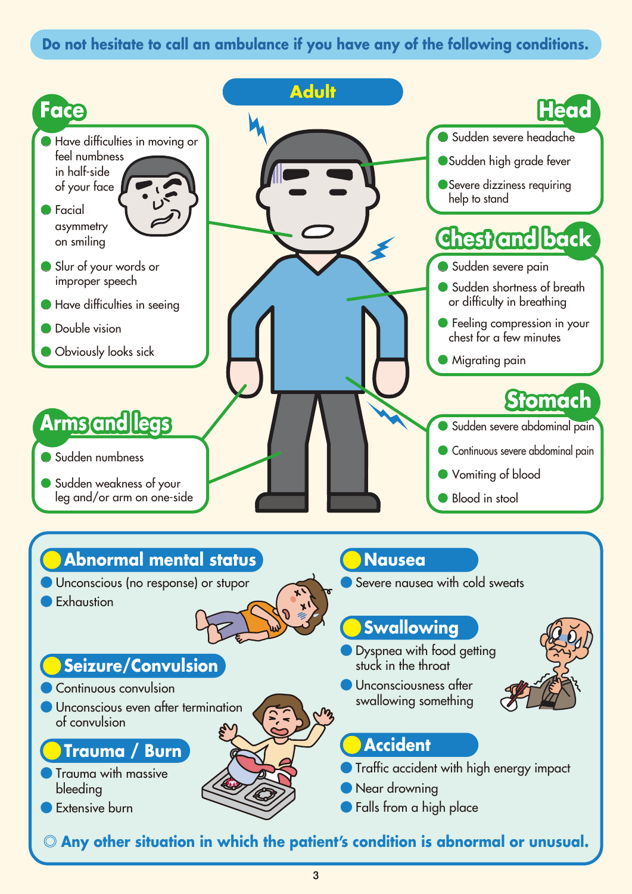**Do not hesitate to call an ambulance if you have any of the following conditions.**

## Adult

### Face

- Have difficulties in moving or feel numbness in half-side of your face
- Facial asymmetry on smiling
- Slur of your words or improper speech
- Have difficulties in seeing
- Double vision
- Obviously looks sick

### Head

- Sudden severe headache
- Sudden high grade fever
- Severe dizziness requiring help to stand

### Chest and back

- Sudden severe pain
- Sudden shortness of breath or difficulty in breathing
- Feeling compression in your chest for a few minutes
- Migrating pain

### Arms and legs

- Sudden numbness
- Sudden weakness of your leg and/or arm on one-side

### Stomach

- Sudden severe abdominal pain
- Continuous severe abdominal pain
- Vomiting of blood
- Blood in stool

### Abnormal mental status

- Unconscious (no response) or stupor
- Exhaustion

### Seizure/Convulsion

- Continuous convulsion
- Unconscious even after termination of convulsion

### Trauma / Burn

- Trauma with massive bleeding
- Extensive burn

### Nausea

- Severe nausea with cold sweats

### Swallowing

- Dyspnea with food getting stuck in the throat
- Unconsciousness after swallowing something

### Accident

- Traffic accident with high energy impact
- Near drowning
- Falls from a high place

◎ **Any other situation in which the patient's condition is abnormal or unusual.**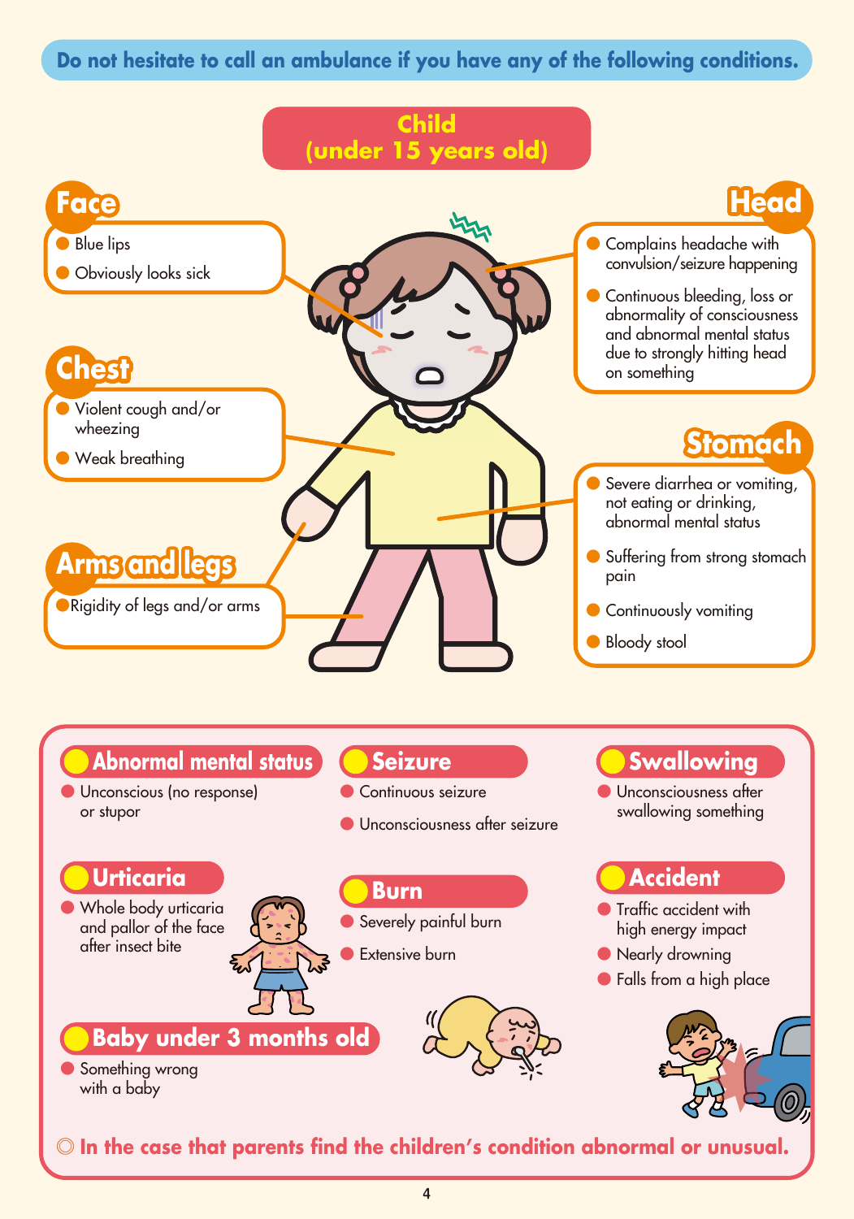**Do not hesitate to call an ambulance if you have any of the following conditions.**

## Child (under 15 years old)

### Face

- Blue lips
- Obviously looks sick

### Head

- Complains headache with convulsion/seizure happening
- Continuous bleeding, loss or abnormality of consciousness and abnormal mental status due to strongly hitting head on something

### Chest

- Violent cough and/or wheezing
- Weak breathing

### Stomach

- Severe diarrhea or vomiting, not eating or drinking, abnormal mental status
- Suffering from strong stomach pain
- Continuously vomiting
- Bloody stool

### Arms and legs

- Rigidity of legs and/or arms

### Abnormal mental status

- Unconscious (no response) or stupor

### Seizure

- Continuous seizure
- Unconsciousness after seizure

### Swallowing

- Unconsciousness after swallowing something

### Urticaria

- Whole body urticaria and pallor of the face after insect bite

### Burn

- Severely painful burn
- Extensive burn

### Accident

- Traffic accident with high energy impact
- Nearly drowning
- Falls from a high place

### Baby under 3 months old

- Something wrong with a baby

◎ **In the case that parents find the children's condition abnormal or unusual.**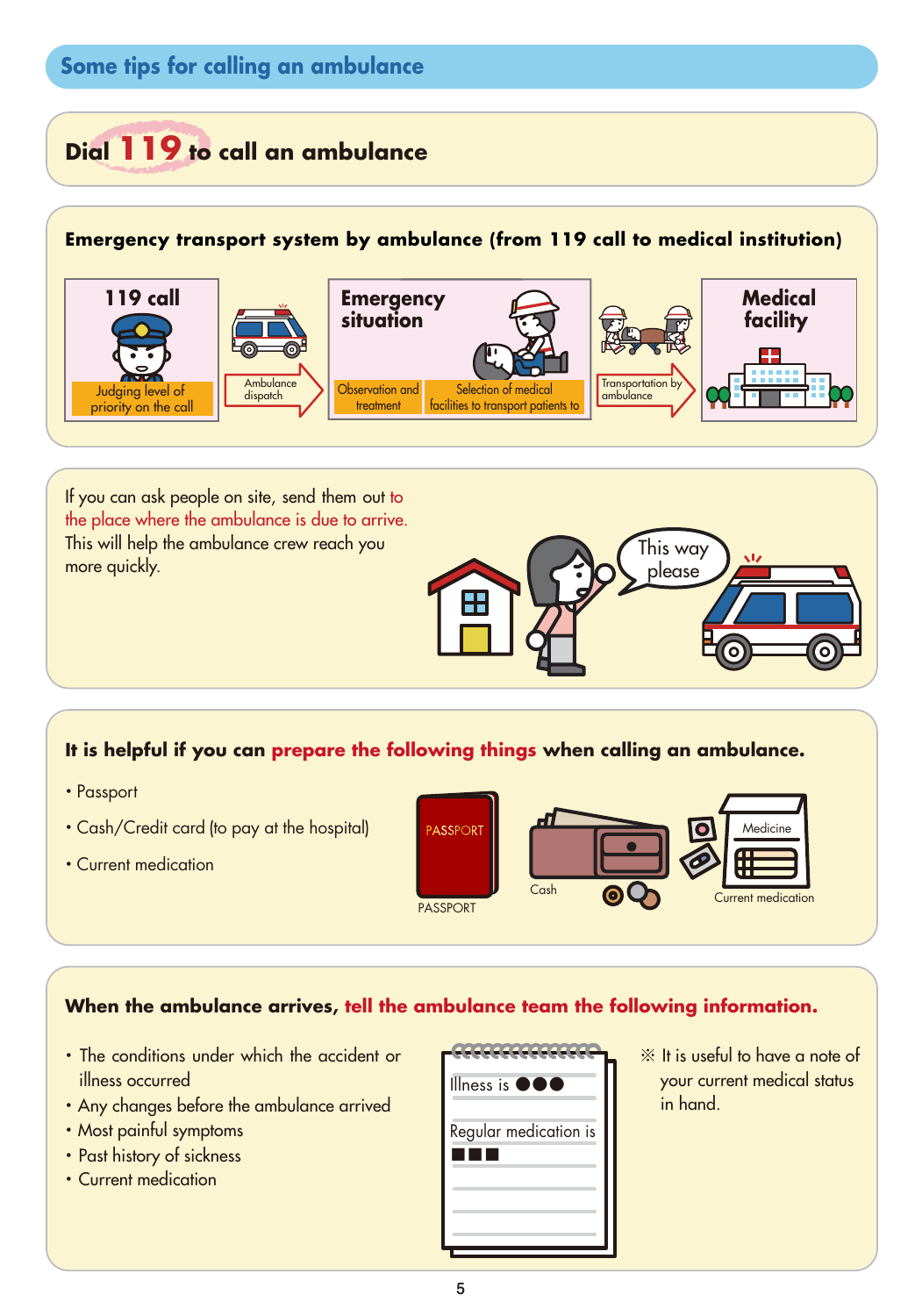## Some tips for calling an ambulance

### Dial 119 to call an ambulance

**Emergency transport system by ambulance (from 119 call to medical institution)**

**119 call** — Judging level of priority on the call → Ambulance dispatch → **Emergency situation** — Observation and treatment; Selection of medical facilities to transport patients to → Transportation by ambulance → **Medical facility**

If you can ask people on site, send them out to the place where the ambulance is due to arrive. This will help the ambulance crew reach you more quickly.

This way please

**It is helpful if you can prepare the following things when calling an ambulance.**

- Passport
- Cash/Credit card (to pay at the hospital)
- Current medication

PASSPORT

Cash

Medicine

Current medication

**When the ambulance arrives, tell the ambulance team the following information.**

- The conditions under which the accident or illness occurred
- Any changes before the ambulance arrived
- Most painful symptoms
- Past history of sickness
- Current medication

Illness is ●●●

Regular medication is ■■■

※ It is useful to have a note of your current medical status in hand.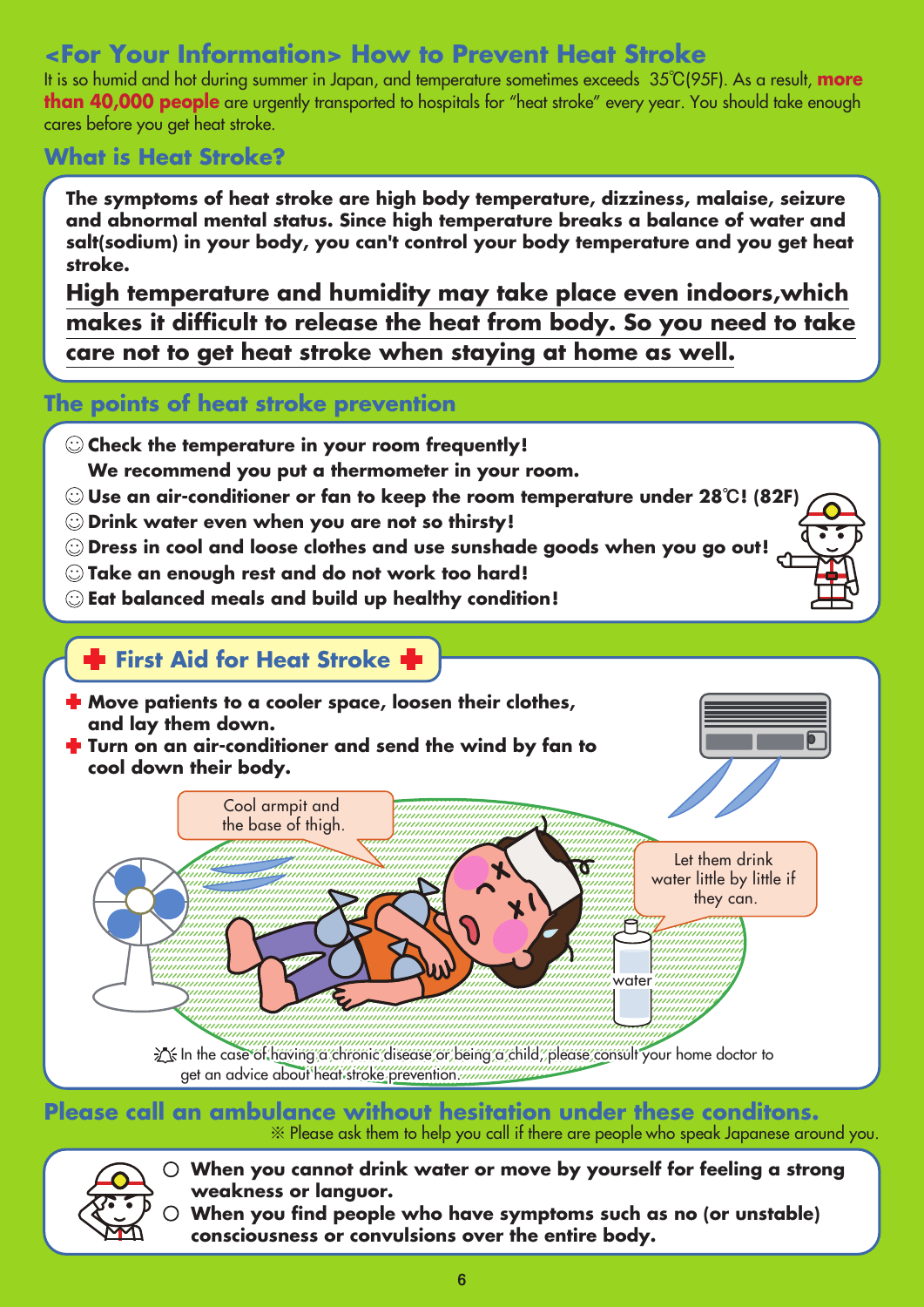# <For Your Information> How to Prevent Heat Stroke

It is so humid and hot during summer in Japan, and temperature sometimes exceeds 35℃(95F). As a result, **more than 40,000 people** are urgently transported to hospitals for "heat stroke" every year. You should take enough cares before you get heat stroke.

## What is Heat Stroke?

**The symptoms of heat stroke are high body temperature, dizziness, malaise, seizure and abnormal mental status. Since high temperature breaks a balance of water and salt(sodium) in your body, you can't control your body temperature and you get heat stroke.**

**High temperature and humidity may take place even indoors,which makes it difficult to release the heat from body. So you need to take care not to get heat stroke when staying at home as well.**

## The points of heat stroke prevention

- ☺ **Check the temperature in your room frequently!**
  **We recommend you put a thermometer in your room.**
- ☺ **Use an air-conditioner or fan to keep the room temperature under 28℃! (82F)**
- ☺ **Drink water even when you are not so thirsty!**
- ☺ **Dress in cool and loose clothes and use sunshade goods when you go out!**
- ☺ **Take an enough rest and do not work too hard!**
- ☺ **Eat balanced meals and build up healthy condition!**

## First Aid for Heat Stroke

- **Move patients to a cooler space, loosen their clothes, and lay them down.**
- **Turn on an air-conditioner and send the wind by fan to cool down their body.**

Cool armpit and the base of thigh.

Let them drink water little by little if they can.

water

In the case of having a chronic disease or being a child, please consult your home doctor to get an advice about heat stroke prevention.

## Please call an ambulance without hesitation under these conditons.

※ Please ask them to help you call if there are people who speak Japanese around you.

- ○ **When you cannot drink water or move by yourself for feeling a strong weakness or languor.**
- ○ **When you find people who have symptoms such as no (or unstable) consciousness or convulsions over the entire body.**